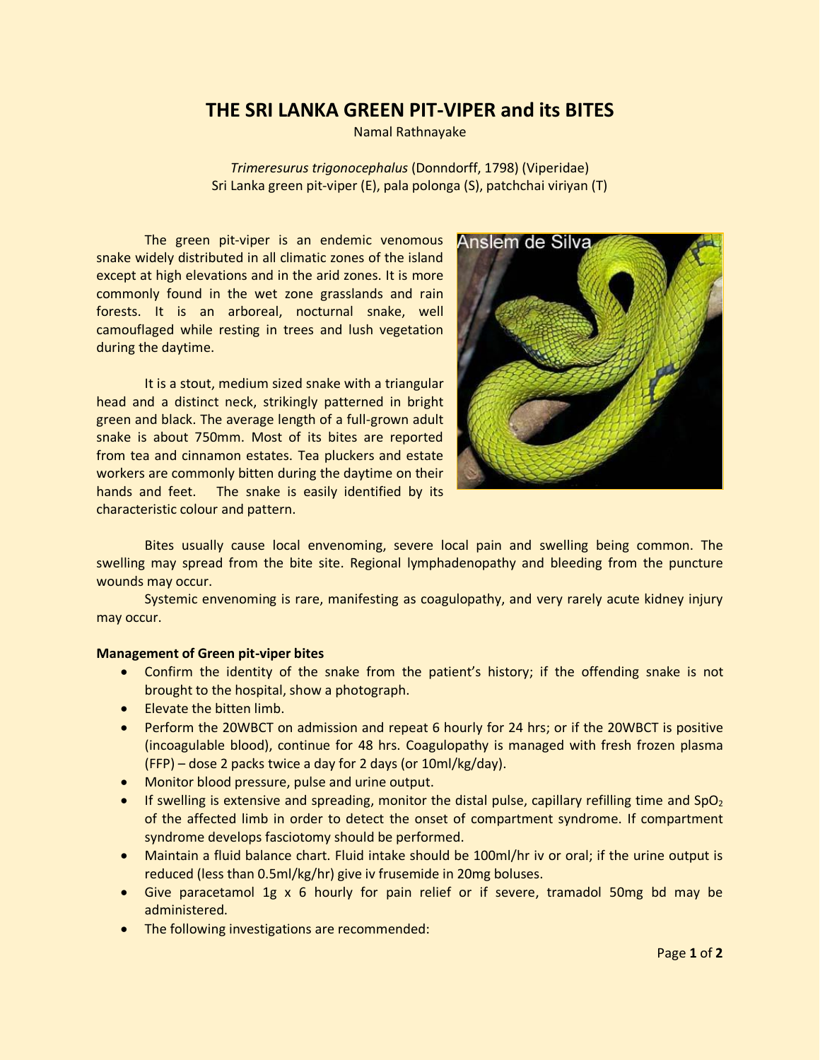# THE SRI LANKA GREEN PIT-VIPER and its BITES

Namal Rathnayake

*Trimeresurus trigonocephalus* (Donndorff, 1798) (Viperidae)
Sri Lanka green pit-viper (E), pala polonga (S), patchchai viriyan (T)

The green pit-viper is an endemic venomous snake widely distributed in all climatic zones of the island except at high elevations and in the arid zones. It is more commonly found in the wet zone grasslands and rain forests. It is an arboreal, nocturnal snake, well camouflaged while resting in trees and lush vegetation during the daytime.

It is a stout, medium sized snake with a triangular head and a distinct neck, strikingly patterned in bright green and black. The average length of a full-grown adult snake is about 750mm. Most of its bites are reported from tea and cinnamon estates. Tea pluckers and estate workers are commonly bitten during the daytime on their hands and feet. The snake is easily identified by its characteristic colour and pattern.

Bites usually cause local envenoming, severe local pain and swelling being common. The swelling may spread from the bite site. Regional lymphadenopathy and bleeding from the puncture wounds may occur.

Systemic envenoming is rare, manifesting as coagulopathy, and very rarely acute kidney injury may occur.

**Management of Green pit-viper bites**

- Confirm the identity of the snake from the patient's history; if the offending snake is not brought to the hospital, show a photograph.
- Elevate the bitten limb.
- Perform the 20WBCT on admission and repeat 6 hourly for 24 hrs; or if the 20WBCT is positive (incoagulable blood), continue for 48 hrs. Coagulopathy is managed with fresh frozen plasma (FFP) – dose 2 packs twice a day for 2 days (or 10ml/kg/day).
- Monitor blood pressure, pulse and urine output.
- If swelling is extensive and spreading, monitor the distal pulse, capillary refilling time and $SpO_2$ of the affected limb in order to detect the onset of compartment syndrome. If compartment syndrome develops fasciotomy should be performed.
- Maintain a fluid balance chart. Fluid intake should be 100ml/hr iv or oral; if the urine output is reduced (less than 0.5ml/kg/hr) give iv frusemide in 20mg boluses.
- Give paracetamol 1g x 6 hourly for pain relief or if severe, tramadol 50mg bd may be administered.
- The following investigations are recommended: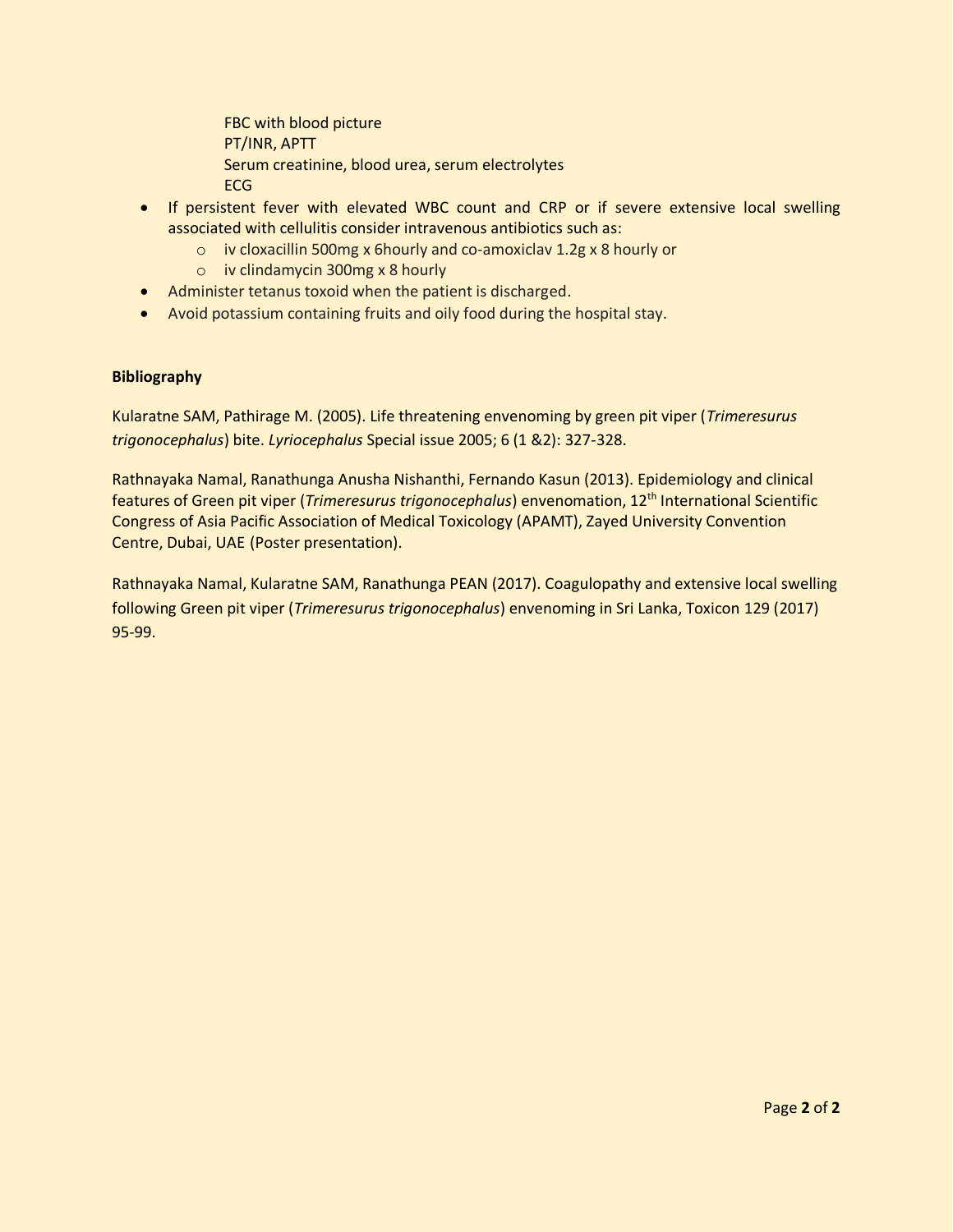FBC with blood picture
PT/INR, APTT
Serum creatinine, blood urea, serum electrolytes
ECG

- If persistent fever with elevated WBC count and CRP or if severe extensive local swelling associated with cellulitis consider intravenous antibiotics such as:
    - iv cloxacillin 500mg x 6hourly and co-amoxiclav 1.2g x 8 hourly or
    - iv clindamycin 300mg x 8 hourly
- Administer tetanus toxoid when the patient is discharged.
- Avoid potassium containing fruits and oily food during the hospital stay.

**Bibliography**

Kularatne SAM, Pathirage M. (2005). Life threatening envenoming by green pit viper (*Trimeresurus trigonocephalus*) bite. *Lyriocephalus* Special issue 2005; 6 (1 &2): 327-328.

Rathnayaka Namal, Ranathunga Anusha Nishanthi, Fernando Kasun (2013). Epidemiology and clinical features of Green pit viper (*Trimeresurus trigonocephalus*) envenomation, 12th International Scientific Congress of Asia Pacific Association of Medical Toxicology (APAMT), Zayed University Convention Centre, Dubai, UAE (Poster presentation).

Rathnayaka Namal, Kularatne SAM, Ranathunga PEAN (2017). Coagulopathy and extensive local swelling following Green pit viper (*Trimeresurus trigonocephalus*) envenoming in Sri Lanka, Toxicon 129 (2017) 95-99.